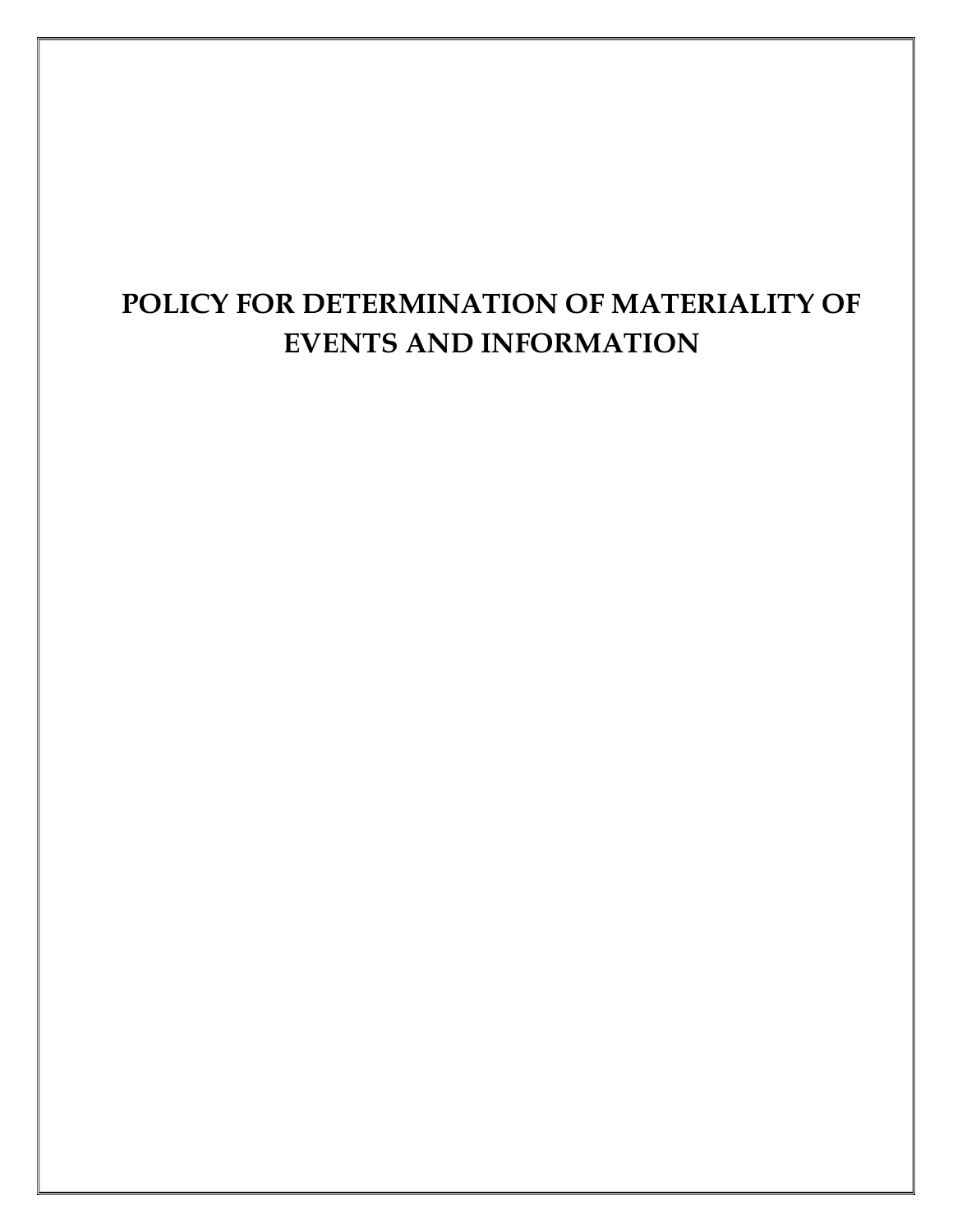# POLICY FOR DETERMINATION OF MATERIALITY OF EVENTS AND INFORMATION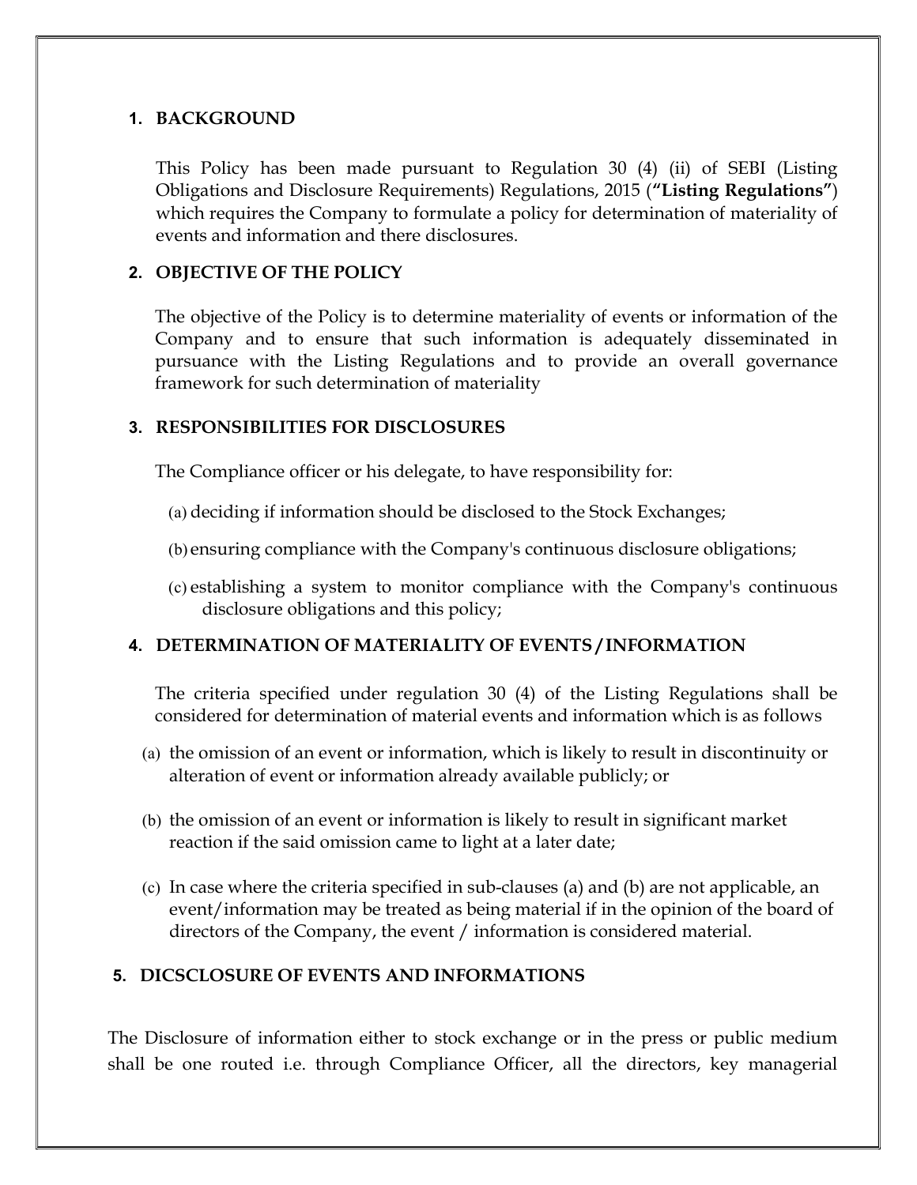## 1. BACKGROUND

This Policy has been made pursuant to Regulation 30 (4) (ii) of SEBI (Listing Obligations and Disclosure Requirements) Regulations, 2015 (**"Listing Regulations"**) which requires the Company to formulate a policy for determination of materiality of events and information and there disclosures.

## 2. OBJECTIVE OF THE POLICY

The objective of the Policy is to determine materiality of events or information of the Company and to ensure that such information is adequately disseminated in pursuance with the Listing Regulations and to provide an overall governance framework for such determination of materiality

## 3. RESPONSIBILITIES FOR DISCLOSURES

The Compliance officer or his delegate, to have responsibility for:

(a) deciding if information should be disclosed to the Stock Exchanges;

(b) ensuring compliance with the Company's continuous disclosure obligations;

(c) establishing a system to monitor compliance with the Company's continuous disclosure obligations and this policy;

## 4. DETERMINATION OF MATERIALITY OF EVENTS / INFORMATION

The criteria specified under regulation 30 (4) of the Listing Regulations shall be considered for determination of material events and information which is as follows

(a) the omission of an event or information, which is likely to result in discontinuity or alteration of event or information already available publicly; or

(b) the omission of an event or information is likely to result in significant market reaction if the said omission came to light at a later date;

(c) In case where the criteria specified in sub-clauses (a) and (b) are not applicable, an event/information may be treated as being material if in the opinion of the board of directors of the Company, the event / information is considered material.

## 5. DICSCLOSURE OF EVENTS AND INFORMATIONS

The Disclosure of information either to stock exchange or in the press or public medium shall be one routed i.e. through Compliance Officer, all the directors, key managerial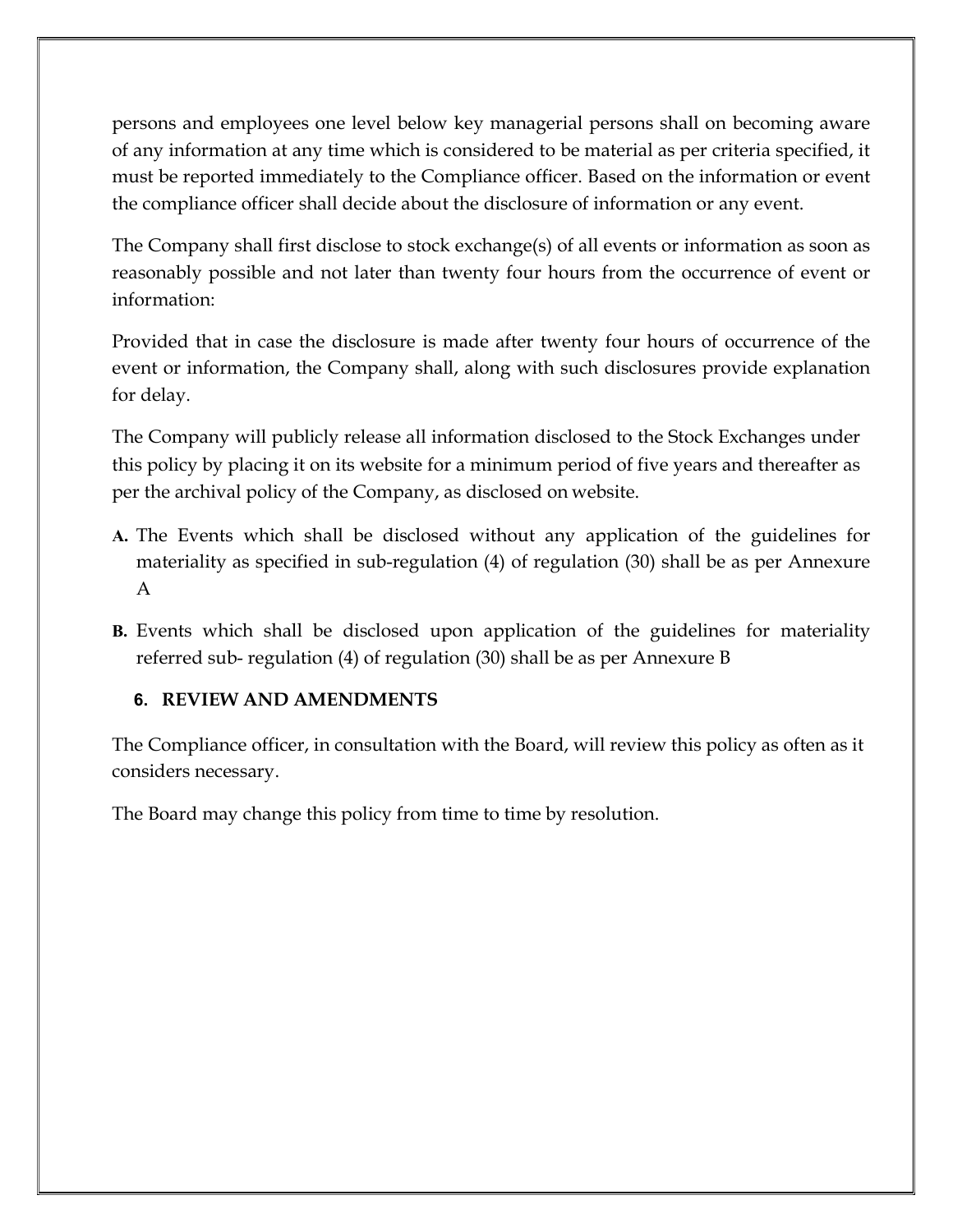persons and employees one level below key managerial persons shall on becoming aware of any information at any time which is considered to be material as per criteria specified, it must be reported immediately to the Compliance officer. Based on the information or event the compliance officer shall decide about the disclosure of information or any event.

The Company shall first disclose to stock exchange(s) of all events or information as soon as reasonably possible and not later than twenty four hours from the occurrence of event or information:

Provided that in case the disclosure is made after twenty four hours of occurrence of the event or information, the Company shall, along with such disclosures provide explanation for delay.

The Company will publicly release all information disclosed to the Stock Exchanges under this policy by placing it on its website for a minimum period of five years and thereafter as per the archival policy of the Company, as disclosed on website.

**A.** The Events which shall be disclosed without any application of the guidelines for materiality as specified in sub-regulation (4) of regulation (30) shall be as per Annexure A

**B.** Events which shall be disclosed upon application of the guidelines for materiality referred sub- regulation (4) of regulation (30) shall be as per Annexure B

## 6. REVIEW AND AMENDMENTS

The Compliance officer, in consultation with the Board, will review this policy as often as it considers necessary.

The Board may change this policy from time to time by resolution.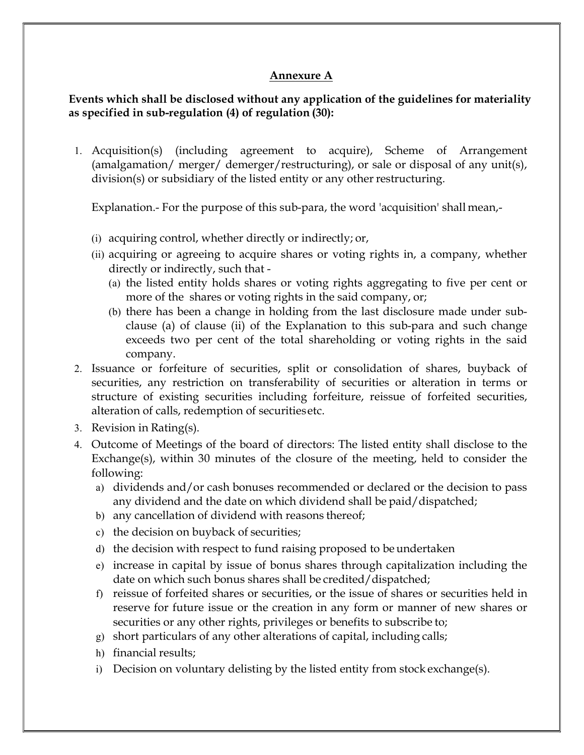## Annexure A

**Events which shall be disclosed without any application of the guidelines for materiality as specified in sub-regulation (4) of regulation (30):**

1. Acquisition(s) (including agreement to acquire), Scheme of Arrangement (amalgamation/ merger/ demerger/restructuring), or sale or disposal of any unit(s), division(s) or subsidiary of the listed entity or any other restructuring.

   Explanation.- For the purpose of this sub-para, the word 'acquisition' shall mean,-

   (i) acquiring control, whether directly or indirectly; or,

   (ii) acquiring or agreeing to acquire shares or voting rights in, a company, whether directly or indirectly, such that -

   (a) the listed entity holds shares or voting rights aggregating to five per cent or more of the shares or voting rights in the said company, or;

   (b) there has been a change in holding from the last disclosure made under sub-clause (a) of clause (ii) of the Explanation to this sub-para and such change exceeds two per cent of the total shareholding or voting rights in the said company.

2. Issuance or forfeiture of securities, split or consolidation of shares, buyback of securities, any restriction on transferability of securities or alteration in terms or structure of existing securities including forfeiture, reissue of forfeited securities, alteration of calls, redemption of securities etc.
3. Revision in Rating(s).
4. Outcome of Meetings of the board of directors: The listed entity shall disclose to the Exchange(s), within 30 minutes of the closure of the meeting, held to consider the following:
   a) dividends and/or cash bonuses recommended or declared or the decision to pass any dividend and the date on which dividend shall be paid/dispatched;
   b) any cancellation of dividend with reasons thereof;
   c) the decision on buyback of securities;
   d) the decision with respect to fund raising proposed to be undertaken
   e) increase in capital by issue of bonus shares through capitalization including the date on which such bonus shares shall be credited/dispatched;
   f) reissue of forfeited shares or securities, or the issue of shares or securities held in reserve for future issue or the creation in any form or manner of new shares or securities or any other rights, privileges or benefits to subscribe to;
   g) short particulars of any other alterations of capital, including calls;
   h) financial results;
   i) Decision on voluntary delisting by the listed entity from stock exchange(s).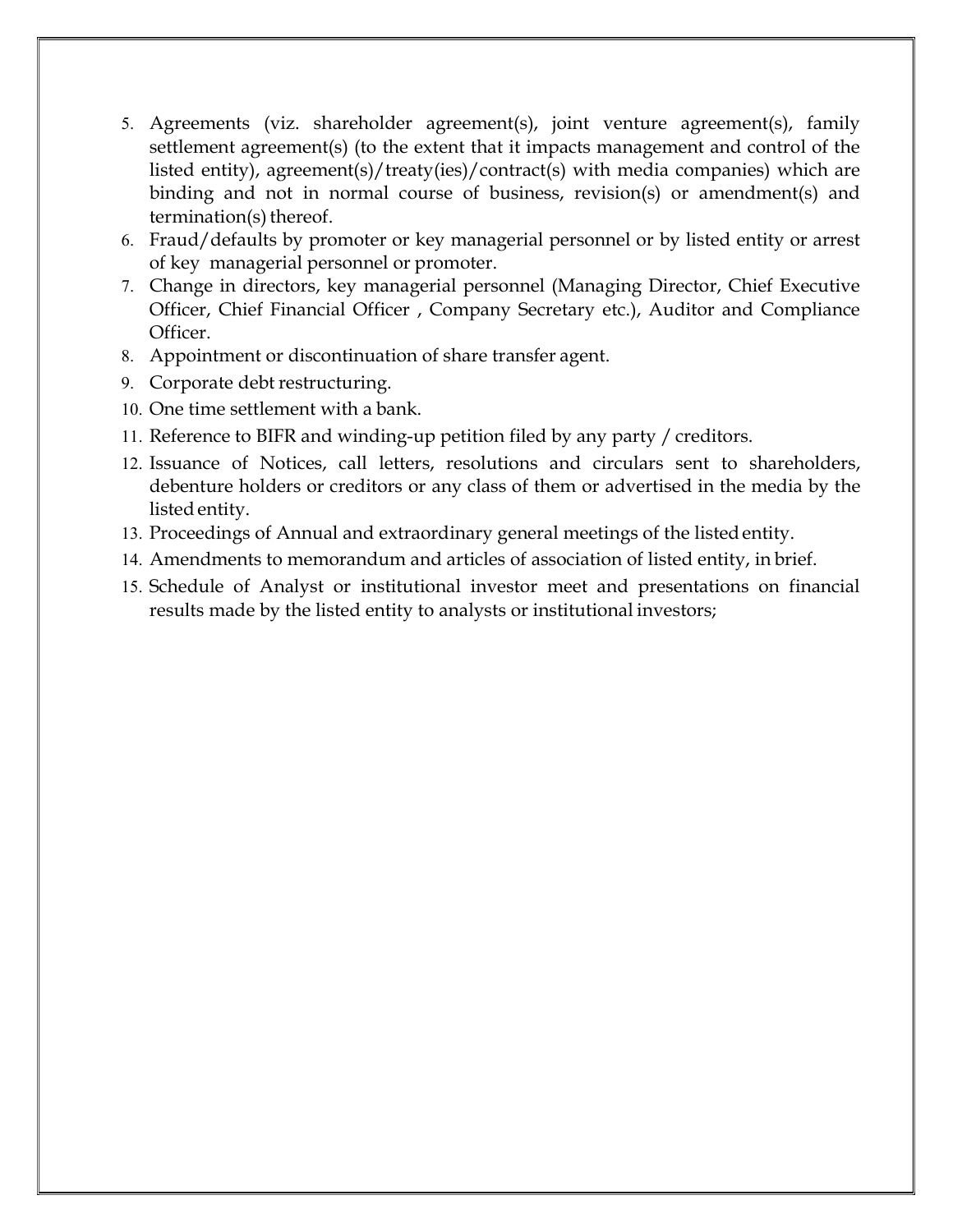5. Agreements (viz. shareholder agreement(s), joint venture agreement(s), family settlement agreement(s) (to the extent that it impacts management and control of the listed entity), agreement(s)/treaty(ies)/contract(s) with media companies) which are binding and not in normal course of business, revision(s) or amendment(s) and termination(s) thereof.
6. Fraud/defaults by promoter or key managerial personnel or by listed entity or arrest of key managerial personnel or promoter.
7. Change in directors, key managerial personnel (Managing Director, Chief Executive Officer, Chief Financial Officer , Company Secretary etc.), Auditor and Compliance Officer.
8. Appointment or discontinuation of share transfer agent.
9. Corporate debt restructuring.
10. One time settlement with a bank.
11. Reference to BIFR and winding-up petition filed by any party / creditors.
12. Issuance of Notices, call letters, resolutions and circulars sent to shareholders, debenture holders or creditors or any class of them or advertised in the media by the listed entity.
13. Proceedings of Annual and extraordinary general meetings of the listed entity.
14. Amendments to memorandum and articles of association of listed entity, in brief.
15. Schedule of Analyst or institutional investor meet and presentations on financial results made by the listed entity to analysts or institutional investors;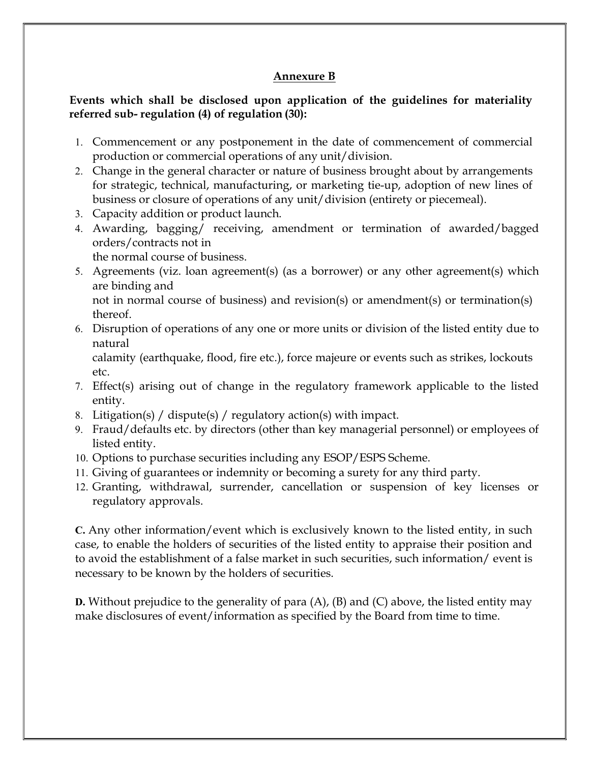## Annexure B

**Events which shall be disclosed upon application of the guidelines for materiality referred sub- regulation (4) of regulation (30):**

1. Commencement or any postponement in the date of commencement of commercial production or commercial operations of any unit/division.
2. Change in the general character or nature of business brought about by arrangements for strategic, technical, manufacturing, or marketing tie-up, adoption of new lines of business or closure of operations of any unit/division (entirety or piecemeal).
3. Capacity addition or product launch.
4. Awarding, bagging/ receiving, amendment or termination of awarded/bagged orders/contracts not in the normal course of business.
5. Agreements (viz. loan agreement(s) (as a borrower) or any other agreement(s) which are binding and not in normal course of business) and revision(s) or amendment(s) or termination(s) thereof.
6. Disruption of operations of any one or more units or division of the listed entity due to natural calamity (earthquake, flood, fire etc.), force majeure or events such as strikes, lockouts etc.
7. Effect(s) arising out of change in the regulatory framework applicable to the listed entity.
8. Litigation(s) / dispute(s) / regulatory action(s) with impact.
9. Fraud/defaults etc. by directors (other than key managerial personnel) or employees of listed entity.
10. Options to purchase securities including any ESOP/ESPS Scheme.
11. Giving of guarantees or indemnity or becoming a surety for any third party.
12. Granting, withdrawal, surrender, cancellation or suspension of key licenses or regulatory approvals.

**C.** Any other information/event which is exclusively known to the listed entity, in such case, to enable the holders of securities of the listed entity to appraise their position and to avoid the establishment of a false market in such securities, such information/ event is necessary to be known by the holders of securities.

**D.** Without prejudice to the generality of para (A), (B) and (C) above, the listed entity may make disclosures of event/information as specified by the Board from time to time.